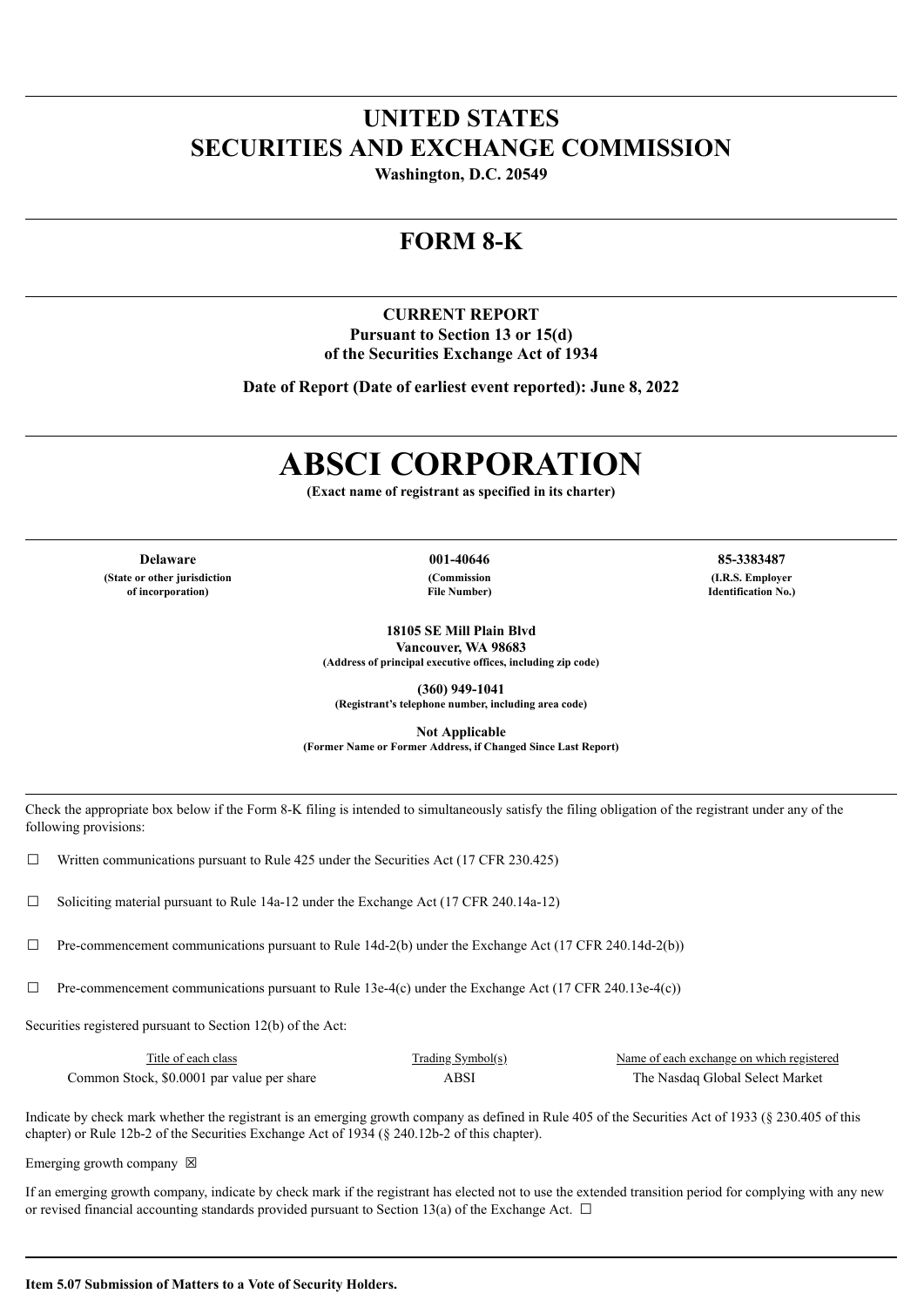# UNITED STATES
# SECURITIES AND EXCHANGE COMMISSION

**Washington, D.C. 20549**

## FORM 8-K

**CURRENT REPORT**
**Pursuant to Section 13 or 15(d)**
**of the Securities Exchange Act of 1934**

**Date of Report (Date of earliest event reported): June 8, 2022**

# ABSCI CORPORATION

**(Exact name of registrant as specified in its charter)**

| **Delaware** | **001-40646** | **85-3383487** |
|---|---|---|
| **(State or other jurisdiction of incorporation)** | **(Commission File Number)** | **(I.R.S. Employer Identification No.)** |

**18105 SE Mill Plain Blvd**
**Vancouver, WA 98683**
**(Address of principal executive offices, including zip code)**

**(360) 949-1041**
**(Registrant's telephone number, including area code)**

**Not Applicable**
**(Former Name or Former Address, if Changed Since Last Report)**

Check the appropriate box below if the Form 8-K filing is intended to simultaneously satisfy the filing obligation of the registrant under any of the following provisions:

☐ Written communications pursuant to Rule 425 under the Securities Act (17 CFR 230.425)

☐ Soliciting material pursuant to Rule 14a-12 under the Exchange Act (17 CFR 240.14a-12)

☐ Pre-commencement communications pursuant to Rule 14d-2(b) under the Exchange Act (17 CFR 240.14d-2(b))

☐ Pre-commencement communications pursuant to Rule 13e-4(c) under the Exchange Act (17 CFR 240.13e-4(c))

Securities registered pursuant to Section 12(b) of the Act:

| Title of each class | Trading Symbol(s) | Name of each exchange on which registered |
|---|---|---|
| Common Stock, $0.0001 par value per share | ABSI | The Nasdaq Global Select Market |

Indicate by check mark whether the registrant is an emerging growth company as defined in Rule 405 of the Securities Act of 1933 (§ 230.405 of this chapter) or Rule 12b-2 of the Securities Exchange Act of 1934 (§ 240.12b-2 of this chapter).

Emerging growth company ☒

If an emerging growth company, indicate by check mark if the registrant has elected not to use the extended transition period for complying with any new or revised financial accounting standards provided pursuant to Section 13(a) of the Exchange Act. ☐

**Item 5.07 Submission of Matters to a Vote of Security Holders.**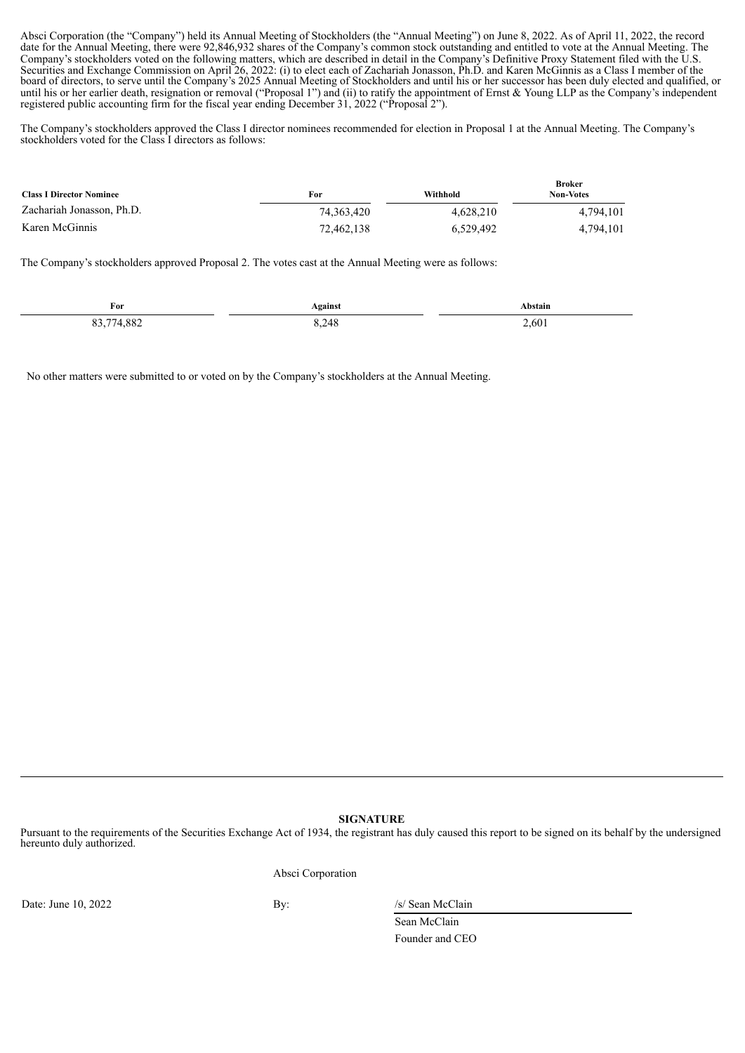Absci Corporation (the "Company") held its Annual Meeting of Stockholders (the "Annual Meeting") on June 8, 2022. As of April 11, 2022, the record date for the Annual Meeting, there were 92,846,932 shares of the Company's common stock outstanding and entitled to vote at the Annual Meeting. The Company's stockholders voted on the following matters, which are described in detail in the Company's Definitive Proxy Statement filed with the U.S. Securities and Exchange Commission on April 26, 2022: (i) to elect each of Zachariah Jonasson, Ph.D. and Karen McGinnis as a Class I member of the board of directors, to serve until the Company's 2025 Annual Meeting of Stockholders and until his or her successor has been duly elected and qualified, or until his or her earlier death, resignation or removal ("Proposal 1") and (ii) to ratify the appointment of Ernst & Young LLP as the Company's independent registered public accounting firm for the fiscal year ending December 31, 2022 ("Proposal 2").

The Company's stockholders approved the Class I director nominees recommended for election in Proposal 1 at the Annual Meeting. The Company's stockholders voted for the Class I directors as follows:

| Class I Director Nominee | For | Withhold | Broker Non-Votes |
|---|---|---|---|
| Zachariah Jonasson, Ph.D. | 74,363,420 | 4,628,210 | 4,794,101 |
| Karen McGinnis | 72,462,138 | 6,529,492 | 4,794,101 |

The Company's stockholders approved Proposal 2. The votes cast at the Annual Meeting were as follows:

| For | Against | Abstain |
|---|---|---|
| 83,774,882 | 8,248 | 2,601 |

No other matters were submitted to or voted on by the Company's stockholders at the Annual Meeting.

**SIGNATURE**

Pursuant to the requirements of the Securities Exchange Act of 1934, the registrant has duly caused this report to be signed on its behalf by the undersigned hereunto duly authorized.

Absci Corporation

Date: June 10, 2022

By: /s/ Sean McClain

Sean McClain

Founder and CEO